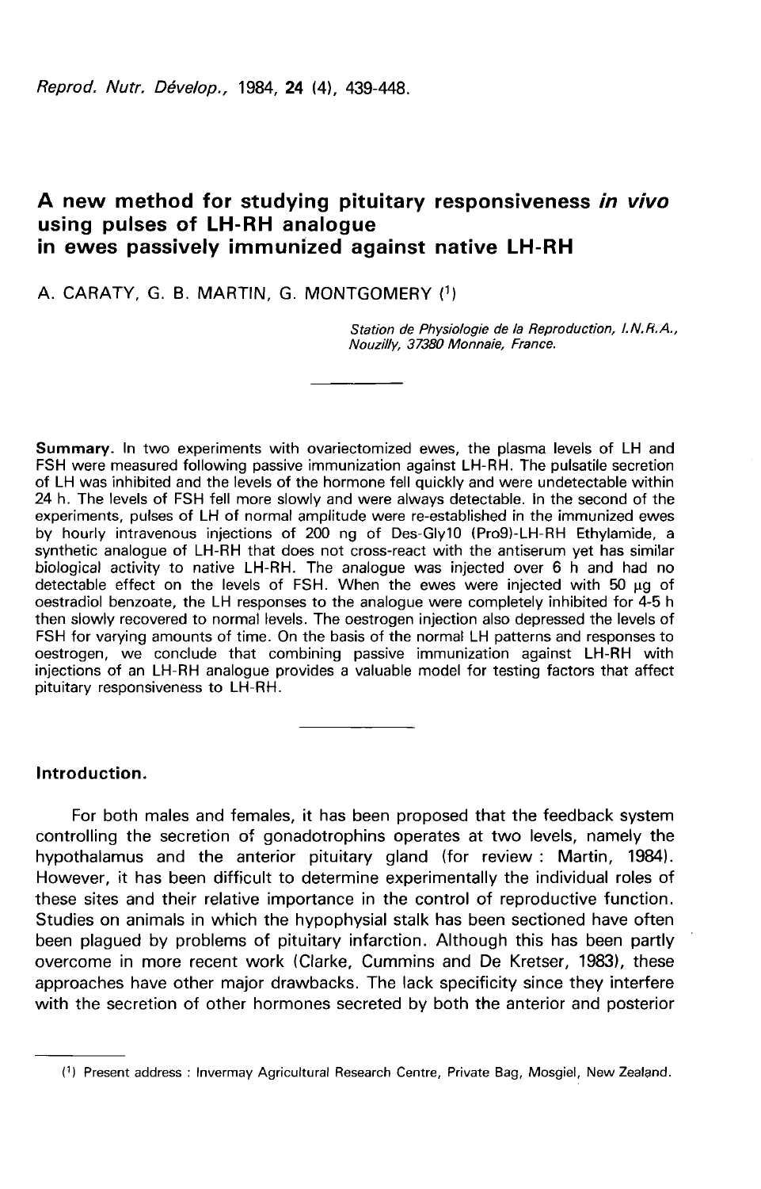# A new method for studying pituitary responsiveness *in vivo* using pulses of LH-RH analogue in ewes passively immunized against native LH-RH

A. CARATY, G. B. MARTIN, G. MONTGOMERY [1]

*Station de Physiologie de la Reproduction, I.N.R.A., Nouzilly, 37380 Monnaie, France.*

**Summary.** In two experiments with ovariectomized ewes, the plasma levels of LH and FSH were measured following passive immunization against LH-RH. The pulsatile secretion of LH was inhibited and the levels of the hormone fell quickly and were undetectable within 24 h. The levels of FSH fell more slowly and were always detectable. In the second of the experiments, pulses of LH of normal amplitude were re-established in the immunized ewes by hourly intravenous injections of 200 ng of Des-Gly10 (Pro9)-LH-RH Ethylamide, a synthetic analogue of LH-RH that does not cross-react with the antiserum yet has similar biological activity to native LH-RH. The analogue was injected over 6 h and had no detectable effect on the levels of FSH. When the ewes were injected with 50 µg of oestradiol benzoate, the LH responses to the analogue were completely inhibited for 4-5 h then slowly recovered to normal levels. The oestrogen injection also depressed the levels of FSH for varying amounts of time. On the basis of the normal LH patterns and responses to oestrogen, we conclude that combining passive immunization against LH-RH with injections of an LH-RH analogue provides a valuable model for testing factors that affect pituitary responsiveness to LH-RH.

## Introduction.

For both males and females, it has been proposed that the feedback system controlling the secretion of gonadotrophins operates at two levels, namely the hypothalamus and the anterior pituitary gland (for review : Martin, 1984). However, it has been difficult to determine experimentally the individual roles of these sites and their relative importance in the control of reproductive function. Studies on animals in which the hypophysial stalk has been sectioned have often been plagued by problems of pituitary infarction. Although this has been partly overcome in more recent work (Clarke, Cummins and De Kretser, 1983), these approaches have other major drawbacks. The lack specificity since they interfere with the secretion of other hormones secreted by both the anterior and posterior

[1] Present address : Invermay Agricultural Research Centre, Private Bag, Mosgiel, New Zealand.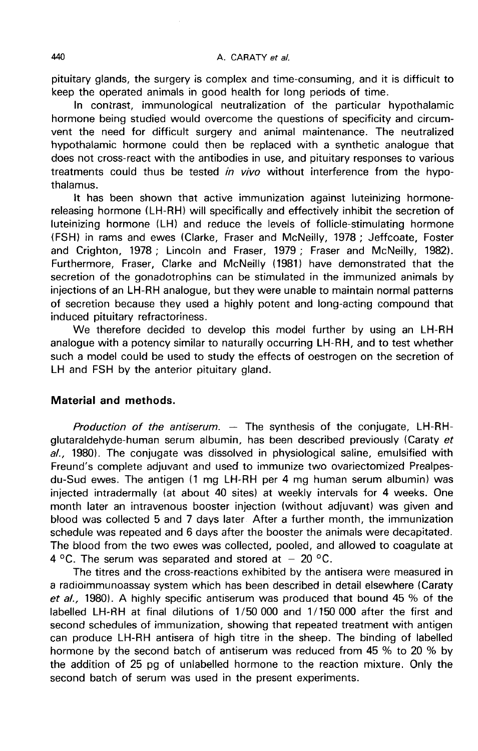pituitary glands, the surgery is complex and time-consuming, and it is difficult to keep the operated animals in good health for long periods of time.

In contrast, immunological neutralization of the particular hypothalamic hormone being studied would overcome the questions of specificity and circumvent the need for difficult surgery and animal maintenance. The neutralized hypothalamic hormone could then be replaced with a synthetic analogue that does not cross-react with the antibodies in use, and pituitary responses to various treatments could thus be tested *in vivo* without interference from the hypothalamus.

It has been shown that active immunization against luteinizing hormone-releasing hormone (LH-RH) will specifically and effectively inhibit the secretion of luteinizing hormone (LH) and reduce the levels of follicle-stimulating hormone (FSH) in rams and ewes (Clarke, Fraser and McNeilly, 1978 ; Jeffcoate, Foster and Crighton, 1978 ; Lincoln and Fraser, 1979 ; Fraser and McNeilly, 1982). Furthermore, Fraser, Clarke and McNeilly (1981) have demonstrated that the secretion of the gonadotrophins can be stimulated in the immunized animals by injections of an LH-RH analogue, but they were unable to maintain normal patterns of secretion because they used a highly potent and long-acting compound that induced pituitary refractoriness.

We therefore decided to develop this model further by using an LH-RH analogue with a potency similar to naturally occurring LH-RH, and to test whether such a model could be used to study the effects of oestrogen on the secretion of LH and FSH by the anterior pituitary gland.

## Material and methods.

*Production of the antiserum.* — The synthesis of the conjugate, LH-RH-glutaraldehyde-human serum albumin, has been described previously (Caraty *et al.*, 1980). The conjugate was dissolved in physiological saline, emulsified with Freund's complete adjuvant and used to immunize two ovariectomized Prealpes-du-Sud ewes. The antigen (1 mg LH-RH per 4 mg human serum albumin) was injected intradermally (at about 40 sites) at weekly intervals for 4 weeks. One month later an intravenous booster injection (without adjuvant) was given and blood was collected 5 and 7 days later. After a further month, the immunization schedule was repeated and 6 days after the booster the animals were decapitated. The blood from the two ewes was collected, pooled, and allowed to coagulate at 4 °C. The serum was separated and stored at − 20 °C.

The titres and the cross-reactions exhibited by the antisera were measured in a radioimmunoassay system which has been described in detail elsewhere (Caraty *et al.*, 1980). A highly specific antiserum was produced that bound 45 % of the labelled LH-RH at final dilutions of 1/50 000 and 1/150 000 after the first and second schedules of immunization, showing that repeated treatment with antigen can produce LH-RH antisera of high titre in the sheep. The binding of labelled hormone by the second batch of antiserum was reduced from 45 % to 20 % by the addition of 25 pg of unlabelled hormone to the reaction mixture. Only the second batch of serum was used in the present experiments.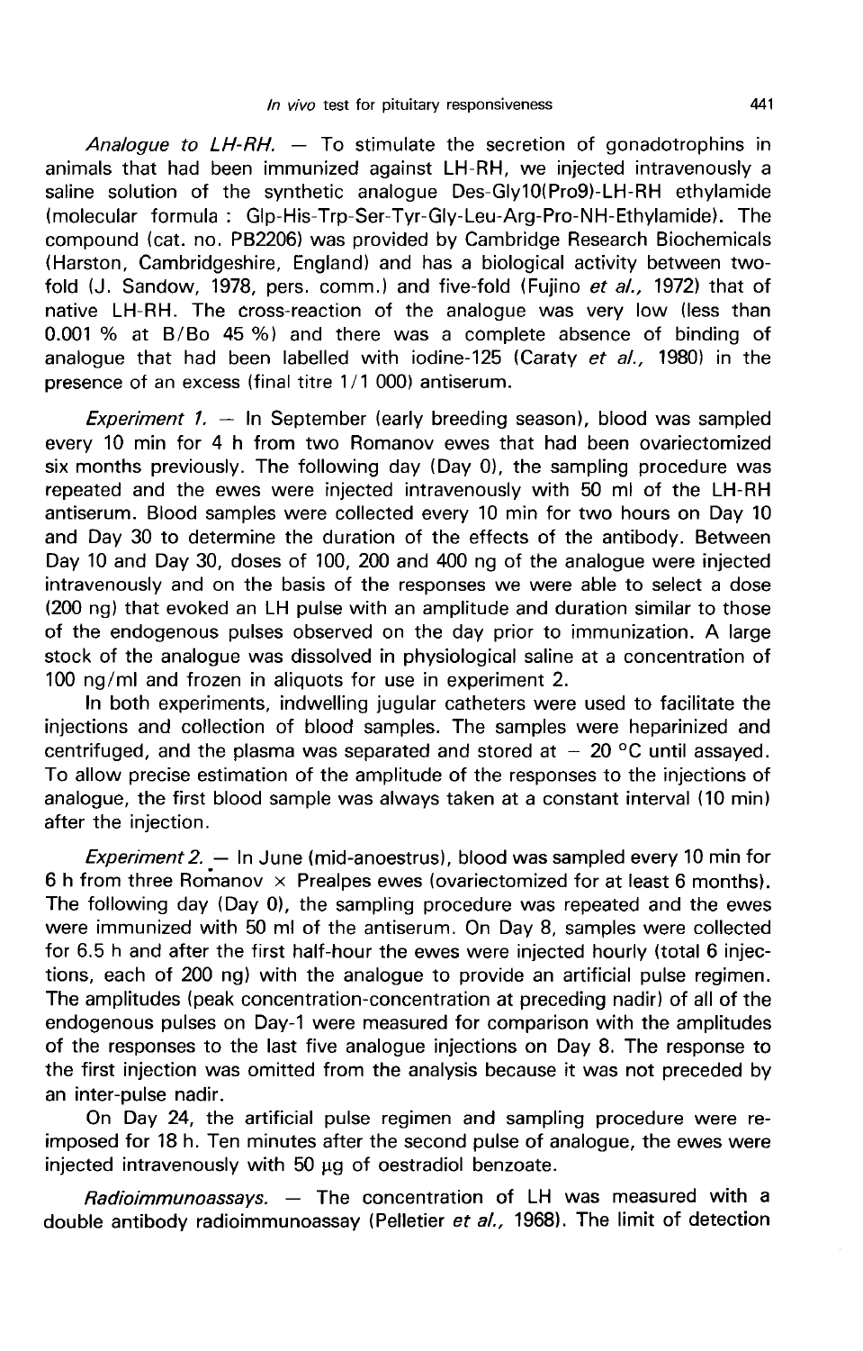*Analogue to LH-RH.* — To stimulate the secretion of gonadotrophins in animals that had been immunized against LH-RH, we injected intravenously a saline solution of the synthetic analogue Des-Gly10(Pro9)-LH-RH ethylamide (molecular formula : Glp-His-Trp-Ser-Tyr-Gly-Leu-Arg-Pro-NH-Ethylamide). The compound (cat. no. PB2206) was provided by Cambridge Research Biochemicals (Harston, Cambridgeshire, England) and has a biological activity between two-fold (J. Sandow, 1978, pers. comm.) and five-fold (Fujino *et al.*, 1972) that of native LH-RH. The cross-reaction of the analogue was very low (less than 0.001 % at B/Bo 45 %) and there was a complete absence of binding of analogue that had been labelled with iodine-125 (Caraty *et al.*, 1980) in the presence of an excess (final titre 1/1 000) antiserum.

*Experiment 1.* — In September (early breeding season), blood was sampled every 10 min for 4 h from two Romanov ewes that had been ovariectomized six months previously. The following day (Day 0), the sampling procedure was repeated and the ewes were injected intravenously with 50 ml of the LH-RH antiserum. Blood samples were collected every 10 min for two hours on Day 10 and Day 30 to determine the duration of the effects of the antibody. Between Day 10 and Day 30, doses of 100, 200 and 400 ng of the analogue were injected intravenously and on the basis of the responses we were able to select a dose (200 ng) that evoked an LH pulse with an amplitude and duration similar to those of the endogenous pulses observed on the day prior to immunization. A large stock of the analogue was dissolved in physiological saline at a concentration of 100 ng/ml and frozen in aliquots for use in experiment 2.

In both experiments, indwelling jugular catheters were used to facilitate the injections and collection of blood samples. The samples were heparinized and centrifuged, and the plasma was separated and stored at $-20$ °C until assayed. To allow precise estimation of the amplitude of the responses to the injections of analogue, the first blood sample was always taken at a constant interval (10 min) after the injection.

*Experiment 2.* — In June (mid-anoestrus), blood was sampled every 10 min for 6 h from three Romanov × Prealpes ewes (ovariectomized for at least 6 months). The following day (Day 0), the sampling procedure was repeated and the ewes were immunized with 50 ml of the antiserum. On Day 8, samples were collected for 6.5 h and after the first half-hour the ewes were injected hourly (total 6 injections, each of 200 ng) with the analogue to provide an artificial pulse regimen. The amplitudes (peak concentration-concentration at preceding nadir) of all of the endogenous pulses on Day-1 were measured for comparison with the amplitudes of the responses to the last five analogue injections on Day 8. The response to the first injection was omitted from the analysis because it was not preceded by an inter-pulse nadir.

On Day 24, the artificial pulse regimen and sampling procedure were re-imposed for 18 h. Ten minutes after the second pulse of analogue, the ewes were injected intravenously with 50 µg of oestradiol benzoate.

*Radioimmunoassays.* — The concentration of LH was measured with a double antibody radioimmunoassay (Pelletier *et al.*, 1968). The limit of detection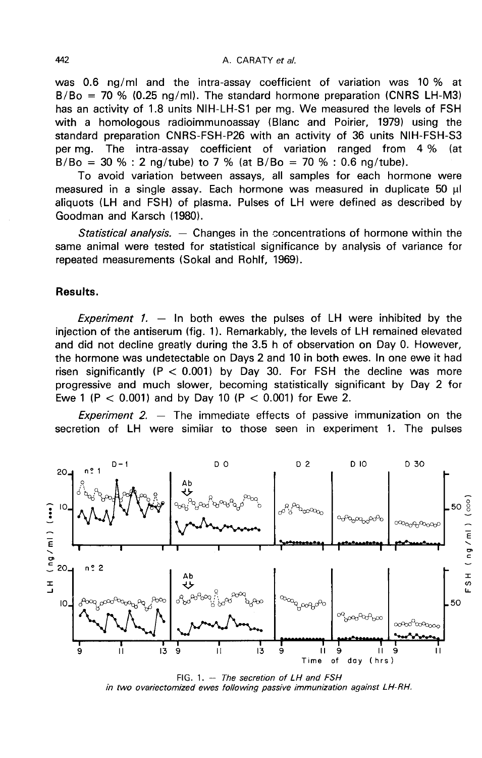was 0.6 ng/ml and the intra-assay coefficient of variation was 10 % at B/Bo = 70 % (0.25 ng/ml). The standard hormone preparation (CNRS LH-M3) has an activity of 1.8 units NIH-LH-S1 per mg. We measured the levels of FSH with a homologous radioimmunoassay (Blanc and Poirier, 1979) using the standard preparation CNRS-FSH-P26 with an activity of 36 units NIH-FSH-S3 per mg. The intra-assay coefficient of variation ranged from 4 % (at B/Bo = 30 % : 2 ng/tube) to 7 % (at B/Bo = 70 % : 0.6 ng/tube).

To avoid variation between assays, all samples for each hormone were measured in a single assay. Each hormone was measured in duplicate 50 µl aliquots (LH and FSH) of plasma. Pulses of LH were defined as described by Goodman and Karsch (1980).

*Statistical analysis.* — Changes in the concentrations of hormone within the same animal were tested for statistical significance by analysis of variance for repeated measurements (Sokal and Rohlf, 1969).

## Results.

*Experiment 1.* — In both ewes the pulses of LH were inhibited by the injection of the antiserum (fig. 1). Remarkably, the levels of LH remained elevated and did not decline greatly during the 3.5 h of observation on Day 0. However, the hormone was undetectable on Days 2 and 10 in both ewes. In one ewe it had risen significantly ($P < 0.001$) by Day 30. For FSH the decline was more progressive and much slower, becoming statistically significant by Day 2 for Ewe 1 ($P < 0.001$) and by Day 10 ($P < 0.001$) for Ewe 2.

*Experiment 2.* — The immediate effects of passive immunization on the secretion of LH were similar to those seen in experiment 1. The pulses

FIG. 1. — *The secretion of LH and FSH in two ovariectomized ewes following passive immunization against LH-RH.*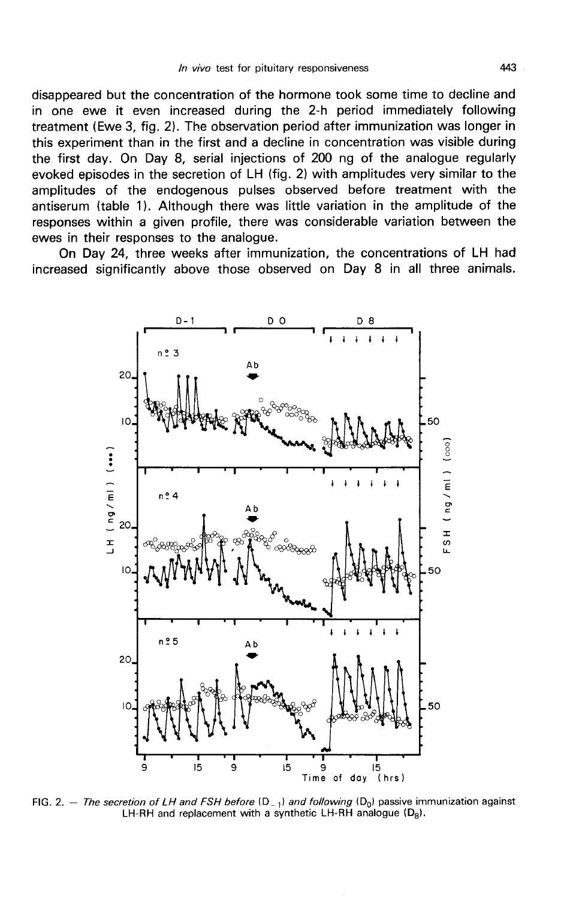disappeared but the concentration of the hormone took some time to decline and in one ewe it even increased during the 2-h period immediately following treatment (Ewe 3, fig. 2). The observation period after immunization was longer in this experiment than in the first and a decline in concentration was visible during the first day. On Day 8, serial injections of 200 ng of the analogue regularly evoked episodes in the secretion of LH (fig. 2) with amplitudes very similar to the amplitudes of the endogenous pulses observed before treatment with the antiserum (table 1). Although there was little variation in the amplitude of the responses within a given profile, there was considerable variation between the ewes in their responses to the analogue.

On Day 24, three weeks after immunization, the concentrations of LH had increased significantly above those observed on Day 8 in all three animals.

FIG. 2. — *The secretion of LH and FSH before* ($D_{-1}$) *and following* ($D_0$) passive immunization against LH-RH and replacement with a synthetic LH-RH analogue ($D_8$).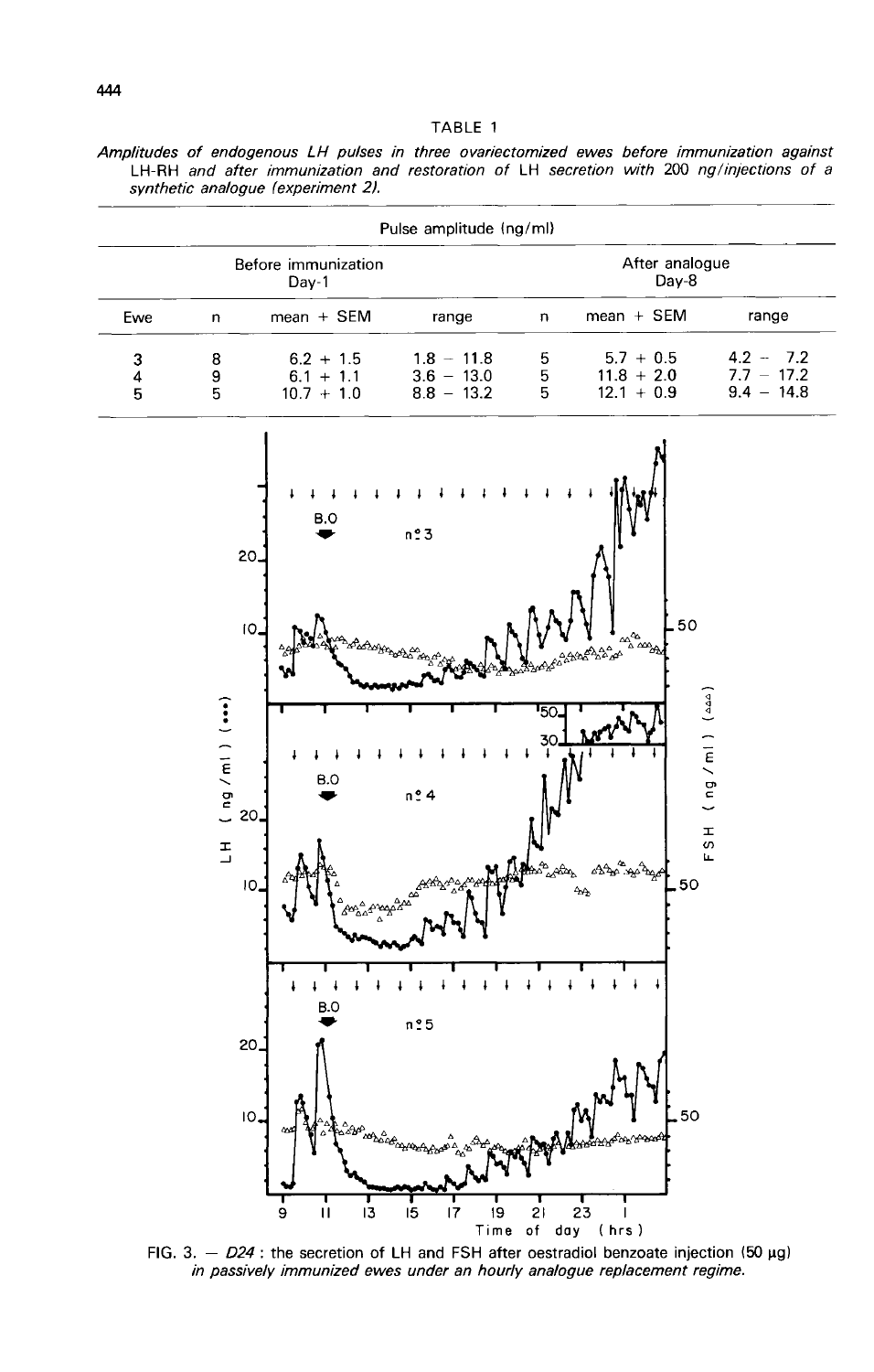TABLE 1

*Amplitudes of endogenous LH pulses in three ovariectomized ewes before immunization against LH-RH and after immunization and restoration of LH secretion with 200 ng/injections of a synthetic analogue (experiment 2).*

| | Pulse amplitude (ng/ml) | | | | | |
|---|---|---|---|---|---|---|
| | Before immunization Day-1 | | | After analogue Day-8 | | |
| Ewe | n | mean + SEM | range | n | mean + SEM | range |
| 3 | 8 | 6.2 + 1.5 | 1.8 – 11.8 | 5 | 5.7 + 0.5 | 4.2 – 7.2 |
| 4 | 9 | 6.1 + 1.1 | 3.6 – 13.0 | 5 | 11.8 + 2.0 | 7.7 – 17.2 |
| 5 | 5 | 10.7 + 1.0 | 8.8 – 13.2 | 5 | 12.1 + 0.9 | 9.4 – 14.8 |

FIG. 3. — *D24* : the secretion of LH and FSH after oestradiol benzoate injection (50 µg) *in passively immunized ewes under an hourly analogue replacement regime.*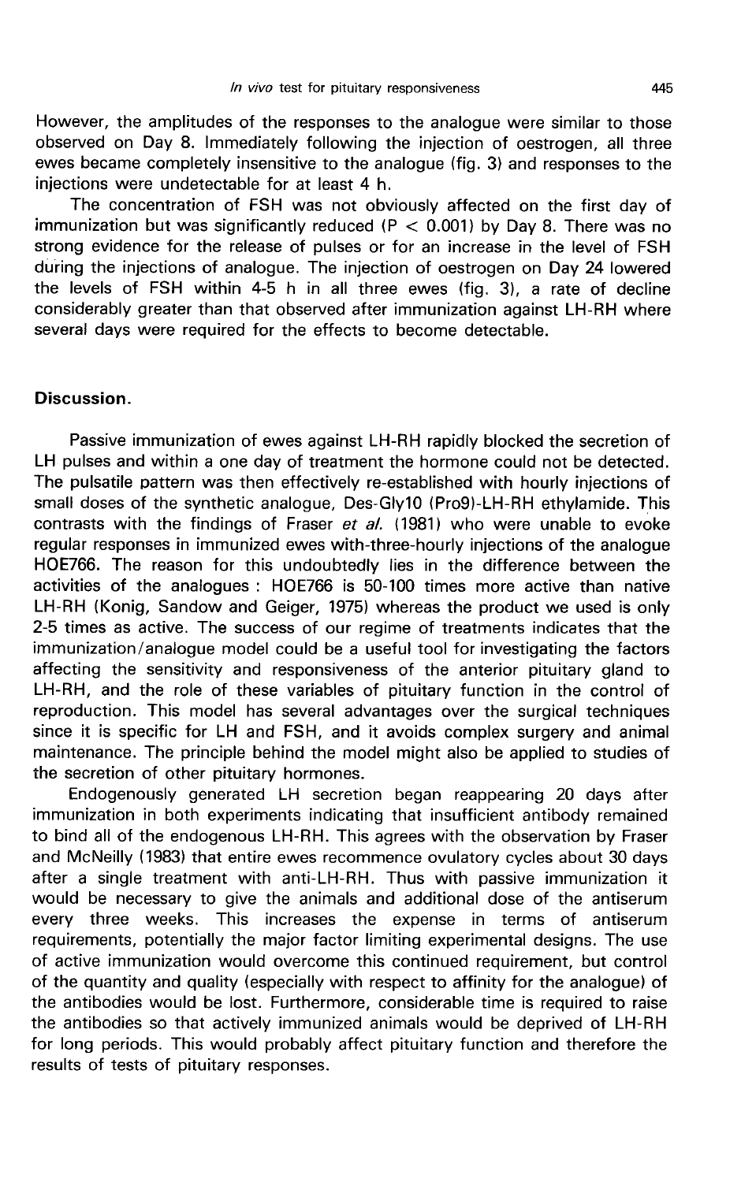However, the amplitudes of the responses to the analogue were similar to those observed on Day 8. Immediately following the injection of oestrogen, all three ewes became completely insensitive to the analogue (fig. 3) and responses to the injections were undetectable for at least 4 h.

The concentration of FSH was not obviously affected on the first day of immunization but was significantly reduced ($P < 0.001$) by Day 8. There was no strong evidence for the release of pulses or for an increase in the level of FSH during the injections of analogue. The injection of oestrogen on Day 24 lowered the levels of FSH within 4-5 h in all three ewes (fig. 3), a rate of decline considerably greater than that observed after immunization against LH-RH where several days were required for the effects to become detectable.

## Discussion.

Passive immunization of ewes against LH-RH rapidly blocked the secretion of LH pulses and within a one day of treatment the hormone could not be detected. The pulsatile pattern was then effectively re-established with hourly injections of small doses of the synthetic analogue, Des-Gly10 (Pro9)-LH-RH ethylamide. This contrasts with the findings of Fraser *et al.* (1981) who were unable to evoke regular responses in immunized ewes with-three-hourly injections of the analogue HOE766. The reason for this undoubtedly lies in the difference between the activities of the analogues : HOE766 is 50-100 times more active than native LH-RH (Konig, Sandow and Geiger, 1975) whereas the product we used is only 2-5 times as active. The success of our regime of treatments indicates that the immunization/analogue model could be a useful tool for investigating the factors affecting the sensitivity and responsiveness of the anterior pituitary gland to LH-RH, and the role of these variables of pituitary function in the control of reproduction. This model has several advantages over the surgical techniques since it is specific for LH and FSH, and it avoids complex surgery and animal maintenance. The principle behind the model might also be applied to studies of the secretion of other pituitary hormones.

Endogenously generated LH secretion began reappearing 20 days after immunization in both experiments indicating that insufficient antibody remained to bind all of the endogenous LH-RH. This agrees with the observation by Fraser and McNeilly (1983) that entire ewes recommence ovulatory cycles about 30 days after a single treatment with anti-LH-RH. Thus with passive immunization it would be necessary to give the animals and additional dose of the antiserum every three weeks. This increases the expense in terms of antiserum requirements, potentially the major factor limiting experimental designs. The use of active immunization would overcome this continued requirement, but control of the quantity and quality (especially with respect to affinity for the analogue) of the antibodies would be lost. Furthermore, considerable time is required to raise the antibodies so that actively immunized animals would be deprived of LH-RH for long periods. This would probably affect pituitary function and therefore the results of tests of pituitary responses.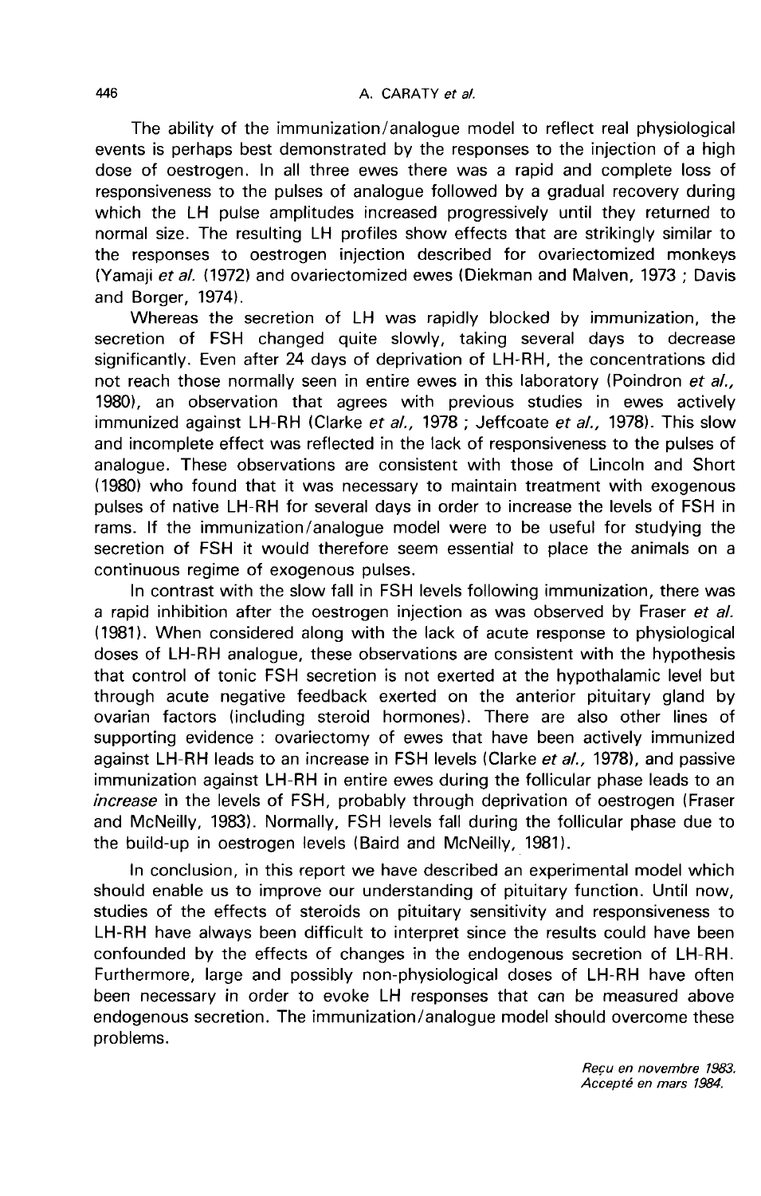The ability of the immunization/analogue model to reflect real physiological events is perhaps best demonstrated by the responses to the injection of a high dose of oestrogen. In all three ewes there was a rapid and complete loss of responsiveness to the pulses of analogue followed by a gradual recovery during which the LH pulse amplitudes increased progressively until they returned to normal size. The resulting LH profiles show effects that are strikingly similar to the responses to oestrogen injection described for ovariectomized monkeys (Yamaji *et al.* (1972) and ovariectomized ewes (Diekman and Malven, 1973 ; Davis and Borger, 1974).

Whereas the secretion of LH was rapidly blocked by immunization, the secretion of FSH changed quite slowly, taking several days to decrease significantly. Even after 24 days of deprivation of LH-RH, the concentrations did not reach those normally seen in entire ewes in this laboratory (Poindron *et al.*, 1980), an observation that agrees with previous studies in ewes actively immunized against LH-RH (Clarke *et al.*, 1978 ; Jeffcoate *et al.*, 1978). This slow and incomplete effect was reflected in the lack of responsiveness to the pulses of analogue. These observations are consistent with those of Lincoln and Short (1980) who found that it was necessary to maintain treatment with exogenous pulses of native LH-RH for several days in order to increase the levels of FSH in rams. If the immunization/analogue model were to be useful for studying the secretion of FSH it would therefore seem essential to place the animals on a continuous regime of exogenous pulses.

In contrast with the slow fall in FSH levels following immunization, there was a rapid inhibition after the oestrogen injection as was observed by Fraser *et al.* (1981). When considered along with the lack of acute response to physiological doses of LH-RH analogue, these observations are consistent with the hypothesis that control of tonic FSH secretion is not exerted at the hypothalamic level but through acute negative feedback exerted on the anterior pituitary gland by ovarian factors (including steroid hormones). There are also other lines of supporting evidence : ovariectomy of ewes that have been actively immunized against LH-RH leads to an increase in FSH levels (Clarke *et al.*, 1978), and passive immunization against LH-RH in entire ewes during the follicular phase leads to an *increase* in the levels of FSH, probably through deprivation of oestrogen (Fraser and McNeilly, 1983). Normally, FSH levels fall during the follicular phase due to the build-up in oestrogen levels (Baird and McNeilly, 1981).

In conclusion, in this report we have described an experimental model which should enable us to improve our understanding of pituitary function. Until now, studies of the effects of steroids on pituitary sensitivity and responsiveness to LH-RH have always been difficult to interpret since the results could have been confounded by the effects of changes in the endogenous secretion of LH-RH. Furthermore, large and possibly non-physiological doses of LH-RH have often been necessary in order to evoke LH responses that can be measured above endogenous secretion. The immunization/analogue model should overcome these problems.

*Reçu en novembre 1983.*
*Accepté en mars 1984.*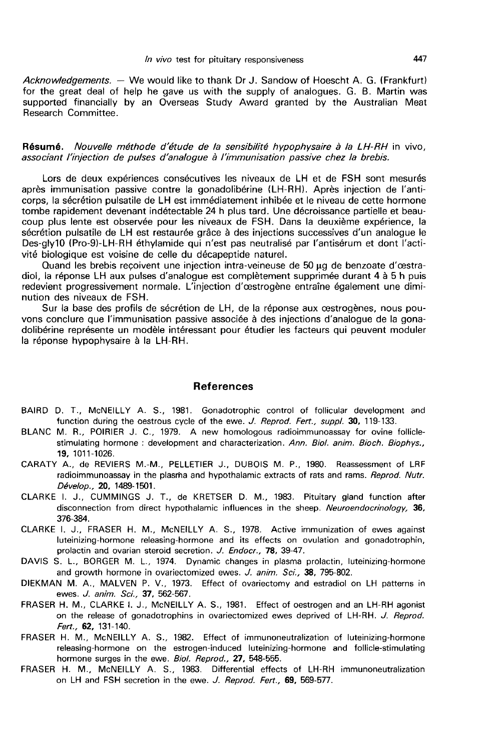*Acknowledgements.* — We would like to thank Dr J. Sandow of Hoescht A. G. (Frankfurt) for the great deal of help he gave us with the supply of analogues. G. B. Martin was supported financially by an Overseas Study Award granted by the Australian Meat Research Committee.

**Résumé.** *Nouvelle méthode d'étude de la sensibilité hypophysaire à la LH-RH* in vivo, *associant l'injection de pulses d'analogue à l'immunisation passive chez la brebis.*

Lors de deux expériences consécutives les niveaux de LH et de FSH sont mesurés après immunisation passive contre la gonadolibérine (LH-RH). Après injection de l'anticorps, la sécrétion pulsatile de LH est immédiatement inhibée et le niveau de cette hormone tombe rapidement devenant indétectable 24 h plus tard. Une décroissance partielle et beaucoup plus lente est observée pour les niveaux de FSH. Dans la deuxième expérience, la sécrétion pulsatile de LH est restaurée grâce à des injections successives d'un analogue le Des-gly10 (Pro-9)-LH-RH éthylamide qui n'est pas neutralisé par l'antisérum et dont l'activité biologique est voisine de celle du décapeptide naturel.

Quand les brebis reçoivent une injection intra-veineuse de 50 µg de benzoate d'œstradiol, la réponse LH aux pulses d'analogue est complètement supprimée durant 4 à 5 h puis redevient progressivement normale. L'injection d'œstrogène entraîne également une diminution des niveaux de FSH.

Sur la base des profils de sécrétion de LH, de la réponse aux œstrogènes, nous pouvons conclure que l'immunisation passive associée à des injections d'analogue de la gonadolibérine représente un modèle intéressant pour étudier les facteurs qui peuvent moduler la réponse hypophysaire à la LH-RH.

## References

BAIRD D. T., McNEILLY A. S., 1981. Gonadotrophic control of follicular development and function during the oestrous cycle of the ewe. *J. Reprod. Fert., suppl.* **30,** 119-133.

BLANC M. R., POIRIER J. C., 1979. A new homologous radioimmunoassay for ovine follicle-stimulating hormone : development and characterization. *Ann. Biol. anim. Bioch. Biophys.,* **19,** 1011-1026.

CARATY A., de REVIERS M.-M., PELLETIER J., DUBOIS M. P., 1980. Reassessment of LRF radioimmunoassay in the plasma and hypothalamic extracts of rats and rams. *Reprod. Nutr. Dévelop.,* **20,** 1489-1501.

CLARKE I. J., CUMMINGS J. T., de KRETSER D. M., 1983. Pituitary gland function after disconnection from direct hypothalamic influences in the sheep. *Neuroendocrinology,* **36,** 376-384.

CLARKE I. J., FRASER H. M., McNEILLY A. S., 1978. Active immunization of ewes against luteinizing-hormone releasing-hormone and its effects on ovulation and gonadotrophin, prolactin and ovarian steroid secretion. *J. Endocr.,* **78,** 39-47.

DAVIS S. L., BORGER M. L., 1974. Dynamic changes in plasma prolactin, luteinizing-hormone and growth hormone in ovariectomized ewes. *J. anim. Sci.,* **38,** 795-802.

DIEKMAN M. A., MALVEN P. V., 1973. Effect of ovariectomy and estradiol on LH patterns in ewes. *J. anim. Sci.,* **37,** 562-567.

FRASER H. M., CLARKE I. J., McNEILLY A. S., 1981. Effect of oestrogen and an LH-RH agonist on the release of gonadotrophins in ovariectomized ewes deprived of LH-RH. *J. Reprod. Fert.,* **62,** 131-140.

FRASER H. M., McNEILLY A. S., 1982. Effect of immunoneutralization of luteinizing-hormone releasing-hormone on the estrogen-induced luteinizing-hormone and follicle-stimulating hormone surges in the ewe. *Biol. Reprod.,* **27,** 548-555.

FRASER H. M., McNEILLY A. S., 1983. Differential effects of LH-RH immunoneutralization on LH and FSH secretion in the ewe. *J. Reprod. Fert.,* **69,** 569-577.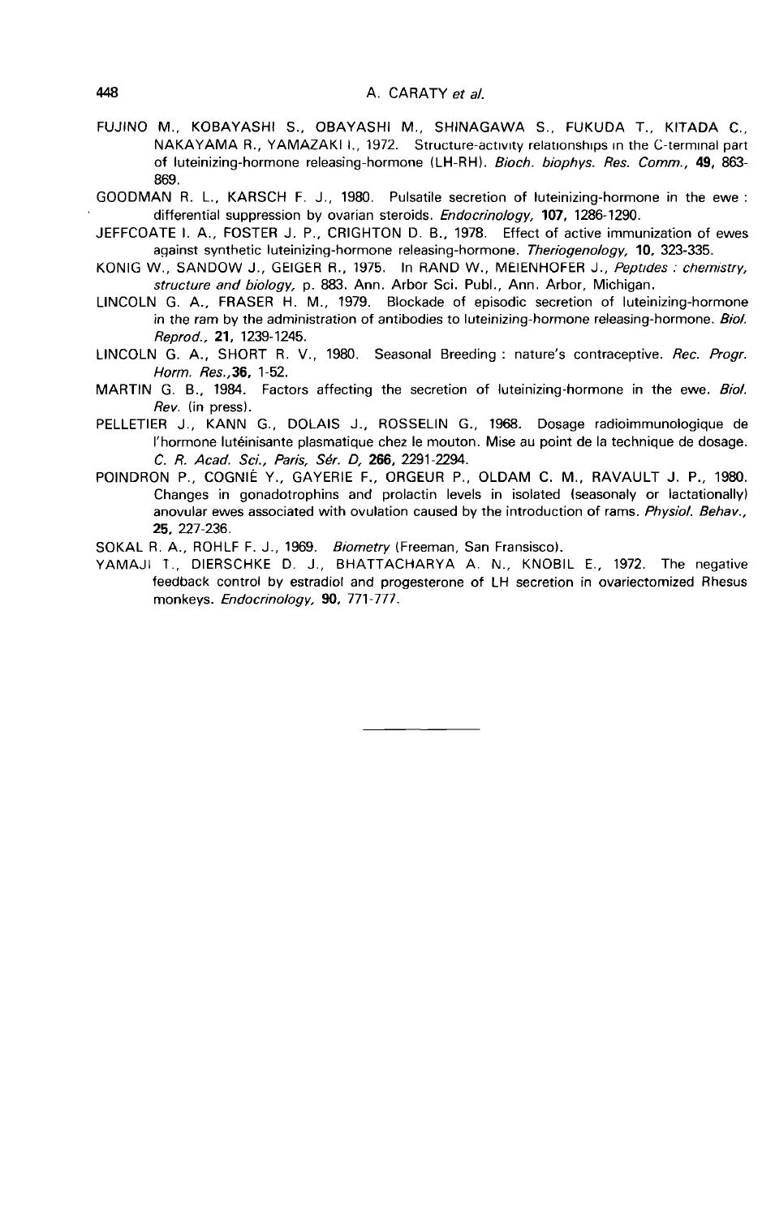FUJINO M., KOBAYASHI S., OBAYASHI M., SHINAGAWA S., FUKUDA T., KITADA C., NAKAYAMA R., YAMAZAKI I., 1972. Structure-activity relationships in the C-terminal part of luteinizing-hormone releasing-hormone (LH-RH). *Bioch. biophys. Res. Comm.*, **49**, 863-869.

GOODMAN R. L., KARSCH F. J., 1980. Pulsatile secretion of luteinizing-hormone in the ewe : differential suppression by ovarian steroids. *Endocrinology*, **107**, 1286-1290.

JEFFCOATE I. A., FOSTER J. P., CRIGHTON D. B., 1978. Effect of active immunization of ewes against synthetic luteinizing-hormone releasing-hormone. *Theriogenology*, **10**, 323-335.

KONIG W., SANDOW J., GEIGER R., 1975. In RAND W., MEIENHOFER J., *Peptides : chemistry, structure and biology*, p. 883. Ann. Arbor Sci. Publ., Ann. Arbor, Michigan.

LINCOLN G. A., FRASER H. M., 1979. Blockade of episodic secretion of luteinizing-hormone in the ram by the administration of antibodies to luteinizing-hormone releasing-hormone. *Biol. Reprod.*, **21**, 1239-1245.

LINCOLN G. A., SHORT R. V., 1980. Seasonal Breeding : nature's contraceptive. *Rec. Progr. Horm. Res.*, **36**, 1-52.

MARTIN G. B., 1984. Factors affecting the secretion of luteinizing-hormone in the ewe. *Biol. Rev.* (in press).

PELLETIER J., KANN G., DOLAIS J., ROSSELIN G., 1968. Dosage radioimmunologique de l'hormone lutéinisante plasmatique chez le mouton. Mise au point de la technique de dosage. *C. R. Acad. Sci., Paris, Sér. D*, **266**, 2291-2294.

POINDRON P., COGNIÉ Y., GAYERIE F., ORGEUR P., OLDAM C. M., RAVAULT J. P., 1980. Changes in gonadotrophins and prolactin levels in isolated (seasonaly or lactationally) anovular ewes associated with ovulation caused by the introduction of rams. *Physiol. Behav.*, **25**, 227-236.

SOKAL R. A., ROHLF F. J., 1969. *Biometry* (Freeman, San Fransisco).

YAMAJI T., DIERSCHKE D. J., BHATTACHARYA A. N., KNOBIL E., 1972. The negative feedback control by estradiol and progesterone of LH secretion in ovariectomized Rhesus monkeys. *Endocrinology*, **90**, 771-777.